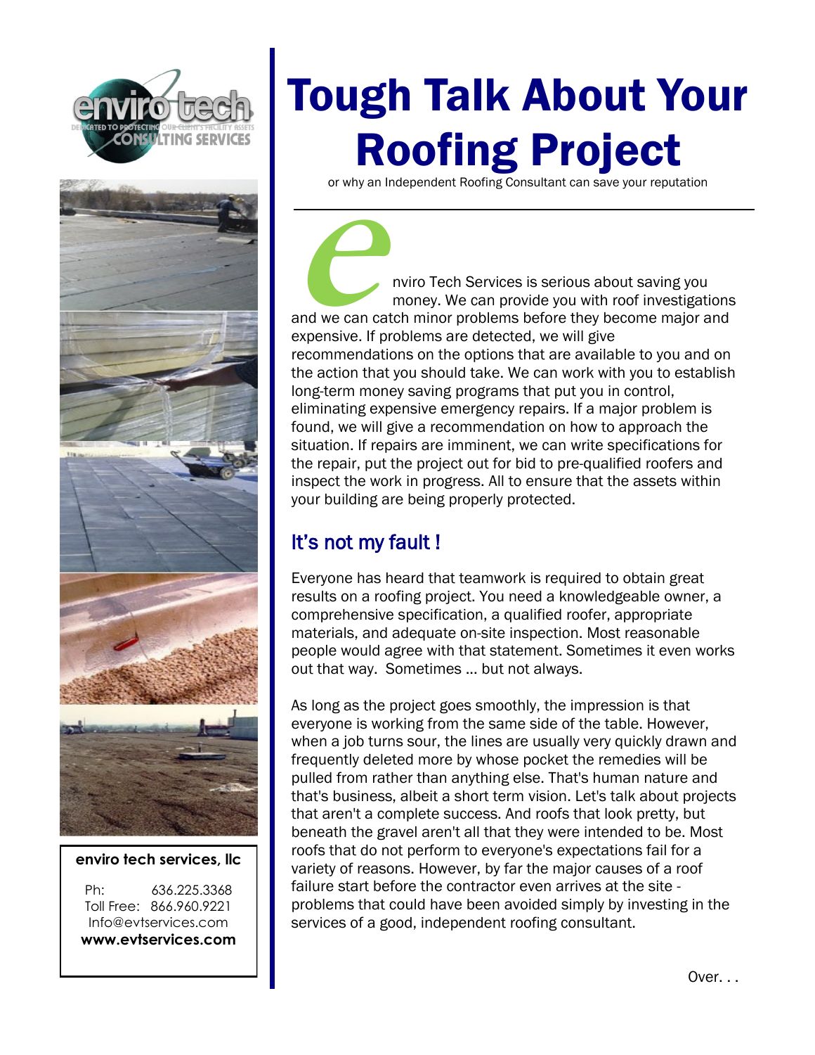# Tough Talk About Your Roofing Project

or why an Independent Roofing Consultant can save your reputation

Enviro Tech Services is serious about saving you money. We can provide you with roof investigations and we can catch minor problems before they become major and expensive. If problems are detected, we will give recommendations on the options that are available to you and on the action that you should take. We can work with you to establish long-term money saving programs that put you in control, eliminating expensive emergency repairs. If a major problem is found, we will give a recommendation on how to approach the situation. If repairs are imminent, we can write specifications for the repair, put the project out for bid to pre-qualified roofers and inspect the work in progress. All to ensure that the assets within your building are being properly protected.

## It's not my fault !

Everyone has heard that teamwork is required to obtain great results on a roofing project. You need a knowledgeable owner, a comprehensive specification, a qualified roofer, appropriate materials, and adequate on-site inspection. Most reasonable people would agree with that statement. Sometimes it even works out that way. Sometimes ... but not always.

As long as the project goes smoothly, the impression is that everyone is working from the same side of the table. However, when a job turns sour, the lines are usually very quickly drawn and frequently deleted more by whose pocket the remedies will be pulled from rather than anything else. That's human nature and that's business, albeit a short term vision. Let's talk about projects that aren't a complete success. And roofs that look pretty, but beneath the gravel aren't all that they were intended to be. Most roofs that do not perform to everyone's expectations fail for a variety of reasons. However, by far the major causes of a roof failure start before the contractor even arrives at the site - problems that could have been avoided simply by investing in the services of a good, independent roofing consultant.

Over. . .

**enviro tech services, llc**

Ph: 636.225.3368
Toll Free: 866.960.9221
Info@evtservices.com
**www.evtservices.com**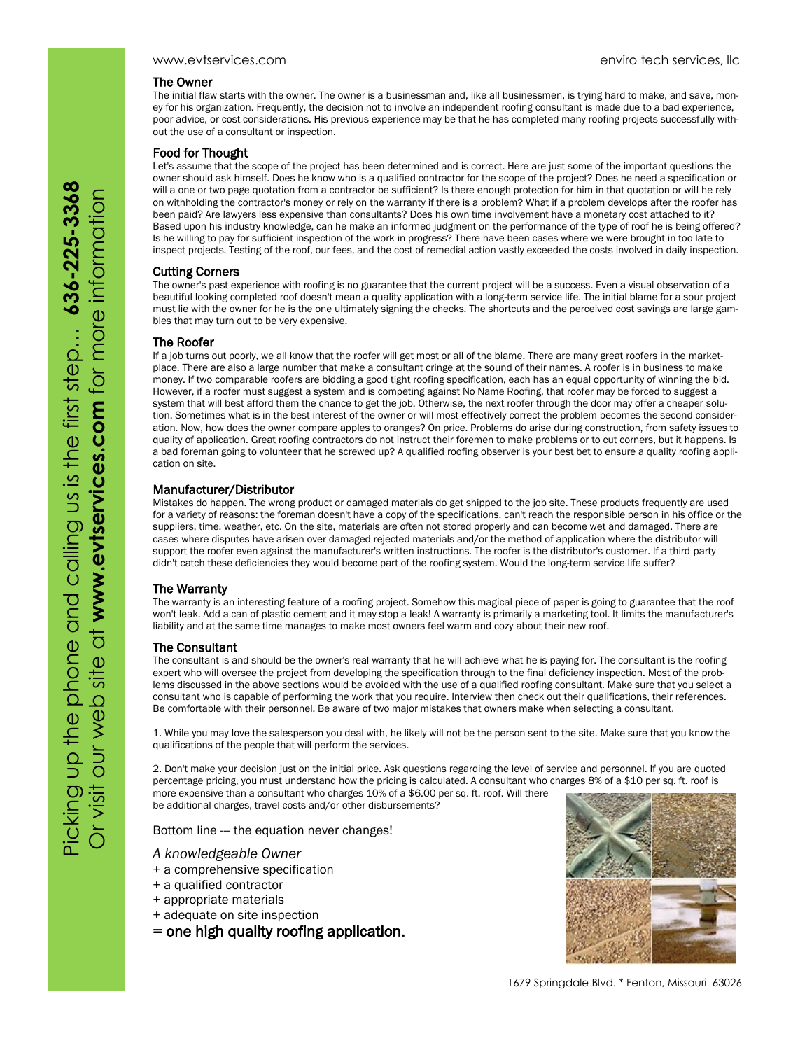## The Owner

The initial flaw starts with the owner. The owner is a businessman and, like all businessmen, is trying hard to make, and save, money for his organization. Frequently, the decision not to involve an independent roofing consultant is made due to a bad experience, poor advice, or cost considerations. His previous experience may be that he has completed many roofing projects successfully without the use of a consultant or inspection.

## Food for Thought

Let's assume that the scope of the project has been determined and is correct. Here are just some of the important questions the owner should ask himself. Does he know who is a qualified contractor for the scope of the project? Does he need a specification or will a one or two page quotation from a contractor be sufficient? Is there enough protection for him in that quotation or will he rely on withholding the contractor's money or rely on the warranty if there is a problem? What if a problem develops after the roofer has been paid? Are lawyers less expensive than consultants? Does his own time involvement have a monetary cost attached to it? Based upon his industry knowledge, can he make an informed judgment on the performance of the type of roof he is being offered? Is he willing to pay for sufficient inspection of the work in progress? There have been cases where we were brought in too late to inspect projects. Testing of the roof, our fees, and the cost of remedial action vastly exceeded the costs involved in daily inspection.

## Cutting Corners

The owner's past experience with roofing is no guarantee that the current project will be a success. Even a visual observation of a beautiful looking completed roof doesn't mean a quality application with a long-term service life. The initial blame for a sour project must lie with the owner for he is the one ultimately signing the checks. The shortcuts and the perceived cost savings are large gambles that may turn out to be very expensive.

## The Roofer

If a job turns out poorly, we all know that the roofer will get most or all of the blame. There are many great roofers in the marketplace. There are also a large number that make a consultant cringe at the sound of their names. A roofer is in business to make money. If two comparable roofers are bidding a good tight roofing specification, each has an equal opportunity of winning the bid. However, if a roofer must suggest a system and is competing against No Name Roofing, that roofer may be forced to suggest a system that will best afford them the chance to get the job. Otherwise, the next roofer through the door may offer a cheaper solution. Sometimes what is in the best interest of the owner or will most effectively correct the problem becomes the second consideration. Now, how does the owner compare apples to oranges? On price. Problems do arise during construction, from safety issues to quality of application. Great roofing contractors do not instruct their foremen to make problems or to cut corners, but it happens. Is a bad foreman going to volunteer that he screwed up? A qualified roofing observer is your best bet to ensure a quality roofing application on site.

## Manufacturer/Distributor

Mistakes do happen. The wrong product or damaged materials do get shipped to the job site. These products frequently are used for a variety of reasons: the foreman doesn't have a copy of the specifications, can't reach the responsible person in his office or the suppliers, time, weather, etc. On the site, materials are often not stored properly and can become wet and damaged. There are cases where disputes have arisen over damaged rejected materials and/or the method of application where the distributor will support the roofer even against the manufacturer's written instructions. The roofer is the distributor's customer. If a third party didn't catch these deficiencies they would become part of the roofing system. Would the long-term service life suffer?

## The Warranty

The warranty is an interesting feature of a roofing project. Somehow this magical piece of paper is going to guarantee that the roof won't leak. Add a can of plastic cement and it may stop a leak! A warranty is primarily a marketing tool. It limits the manufacturer's liability and at the same time manages to make most owners feel warm and cozy about their new roof.

## The Consultant

The consultant is and should be the owner's real warranty that he will achieve what he is paying for. The consultant is the roofing expert who will oversee the project from developing the specification through to the final deficiency inspection. Most of the problems discussed in the above sections would be avoided with the use of a qualified roofing consultant. Make sure that you select a consultant who is capable of performing the work that you require. Interview then check out their qualifications, their references. Be comfortable with their personnel. Be aware of two major mistakes that owners make when selecting a consultant.

1. While you may love the salesperson you deal with, he likely will not be the person sent to the site. Make sure that you know the qualifications of the people that will perform the services.

2. Don't make your decision just on the initial price. Ask questions regarding the level of service and personnel. If you are quoted percentage pricing, you must understand how the pricing is calculated. A consultant who charges 8% of a $10 per sq. ft. roof is more expensive than a consultant who charges 10% of a $6.00 per sq. ft. roof. Will there be additional charges, travel costs and/or other disbursements?

Bottom line --- the equation never changes!

*A knowledgeable Owner*
+ a comprehensive specification
+ a qualified contractor
+ appropriate materials
+ adequate on site inspection
**= one high quality roofing application.**

Picking up the phone and calling us is the first step... **636-225-3368**
Or visit our web site at **www.evtservices.com** for more information

1679 Springdale Blvd. * Fenton, Missouri 63026